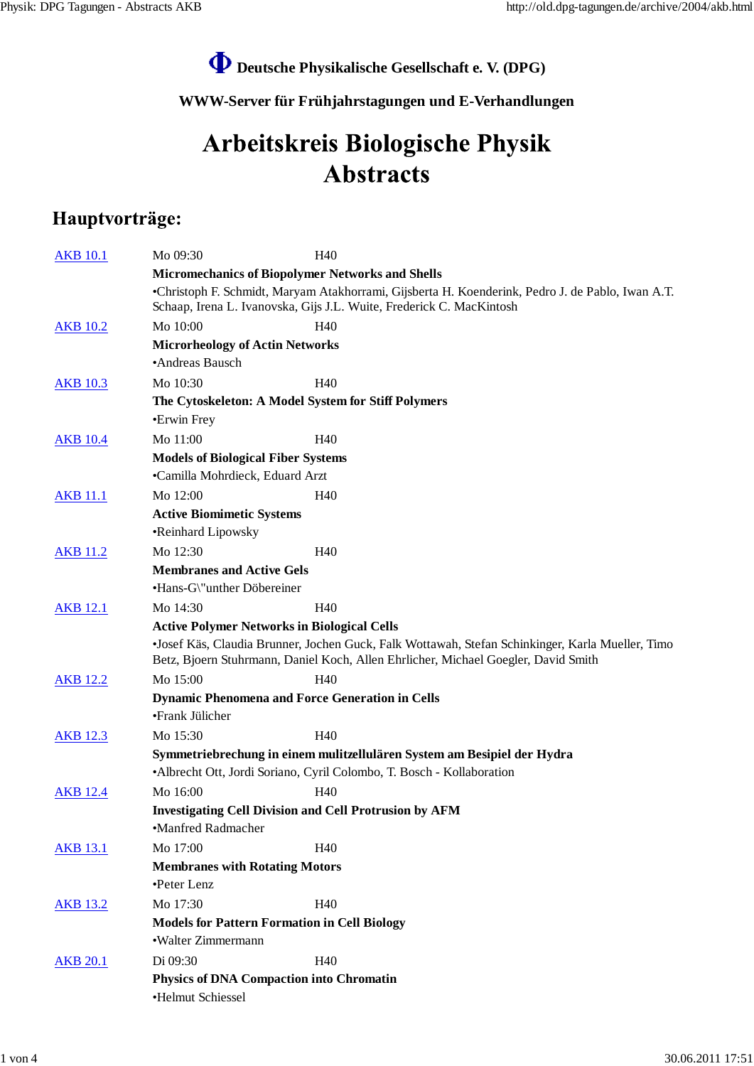Deutsche Physikalische Gesellschaft e. V. (DPG)

**WWW-Server für Frühjahrstagungen und E-Verhandlungen**

# Arbeitskreis Biologische Physik Abstracts

## Hauptvorträge:

| | | |
|---|---|---|
| AKB 10.1 | Mo 09:30 | H40 |
| | **Micromechanics of Biopolymer Networks and Shells** | |
| | •Christoph F. Schmidt, Maryam Atakhorrami, Gijsberta H. Koenderink, Pedro J. de Pablo, Iwan A.T. Schaap, Irena L. Ivanovska, Gijs J.L. Wuite, Frederick C. MacKintosh | |
| AKB 10.2 | Mo 10:00 | H40 |
| | **Microrheology of Actin Networks** | |
| | •Andreas Bausch | |
| AKB 10.3 | Mo 10:30 | H40 |
| | **The Cytoskeleton: A Model System for Stiff Polymers** | |
| | •Erwin Frey | |
| AKB 10.4 | Mo 11:00 | H40 |
| | **Models of Biological Fiber Systems** | |
| | •Camilla Mohrdieck, Eduard Arzt | |
| AKB 11.1 | Mo 12:00 | H40 |
| | **Active Biomimetic Systems** | |
| | •Reinhard Lipowsky | |
| AKB 11.2 | Mo 12:30 | H40 |
| | **Membranes and Active Gels** | |
| | •Hans-G\"unther Döbereiner | |
| AKB 12.1 | Mo 14:30 | H40 |
| | **Active Polymer Networks in Biological Cells** | |
| | •Josef Käs, Claudia Brunner, Jochen Guck, Falk Wottawah, Stefan Schinkinger, Karla Mueller, Timo Betz, Bjoern Stuhrmann, Daniel Koch, Allen Ehrlicher, Michael Goegler, David Smith | |
| AKB 12.2 | Mo 15:00 | H40 |
| | **Dynamic Phenomena and Force Generation in Cells** | |
| | •Frank Jülicher | |
| AKB 12.3 | Mo 15:30 | H40 |
| | **Symmetriebrechung in einem mulitzellulären System am Besipiel der Hydra** | |
| | •Albrecht Ott, Jordi Soriano, Cyril Colombo, T. Bosch - Kollaboration | |
| AKB 12.4 | Mo 16:00 | H40 |
| | **Investigating Cell Division and Cell Protrusion by AFM** | |
| | •Manfred Radmacher | |
| AKB 13.1 | Mo 17:00 | H40 |
| | **Membranes with Rotating Motors** | |
| | •Peter Lenz | |
| AKB 13.2 | Mo 17:30 | H40 |
| | **Models for Pattern Formation in Cell Biology** | |
| | •Walter Zimmermann | |
| AKB 20.1 | Di 09:30 | H40 |
| | **Physics of DNA Compaction into Chromatin** | |
| | •Helmut Schiessel | |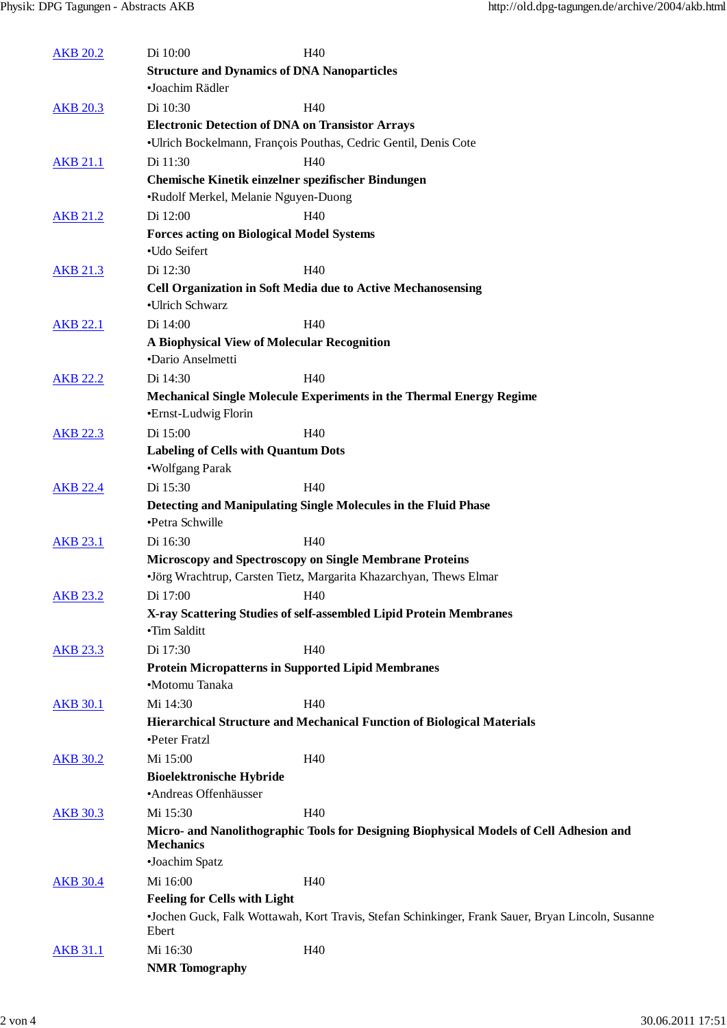AKB 20.2 Di 10:00 H40
**Structure and Dynamics of DNA Nanoparticles**
•Joachim Rädler

AKB 20.3 Di 10:30 H40
**Electronic Detection of DNA on Transistor Arrays**
•Ulrich Bockelmann, François Pouthas, Cedric Gentil, Denis Cote

AKB 21.1 Di 11:30 H40
**Chemische Kinetik einzelner spezifischer Bindungen**
•Rudolf Merkel, Melanie Nguyen-Duong

AKB 21.2 Di 12:00 H40
**Forces acting on Biological Model Systems**
•Udo Seifert

AKB 21.3 Di 12:30 H40
**Cell Organization in Soft Media due to Active Mechanosensing**
•Ulrich Schwarz

AKB 22.1 Di 14:00 H40
**A Biophysical View of Molecular Recognition**
•Dario Anselmetti

AKB 22.2 Di 14:30 H40
**Mechanical Single Molecule Experiments in the Thermal Energy Regime**
•Ernst-Ludwig Florin

AKB 22.3 Di 15:00 H40
**Labeling of Cells with Quantum Dots**
•Wolfgang Parak

AKB 22.4 Di 15:30 H40
**Detecting and Manipulating Single Molecules in the Fluid Phase**
•Petra Schwille

AKB 23.1 Di 16:30 H40
**Microscopy and Spectroscopy on Single Membrane Proteins**
•Jörg Wrachtrup, Carsten Tietz, Margarita Khazarchyan, Thews Elmar

AKB 23.2 Di 17:00 H40
**X-ray Scattering Studies of self-assembled Lipid Protein Membranes**
•Tim Salditt

AKB 23.3 Di 17:30 H40
**Protein Micropatterns in Supported Lipid Membranes**
•Motomu Tanaka

AKB 30.1 Mi 14:30 H40
**Hierarchical Structure and Mechanical Function of Biological Materials**
•Peter Fratzl

AKB 30.2 Mi 15:00 H40
**Bioelektronische Hybride**
•Andreas Offenhäusser

AKB 30.3 Mi 15:30 H40
**Micro- and Nanolithographic Tools for Designing Biophysical Models of Cell Adhesion and Mechanics**
•Joachim Spatz

AKB 30.4 Mi 16:00 H40
**Feeling for Cells with Light**
•Jochen Guck, Falk Wottawah, Kort Travis, Stefan Schinkinger, Frank Sauer, Bryan Lincoln, Susanne Ebert

AKB 31.1 Mi 16:30 H40
**NMR Tomography**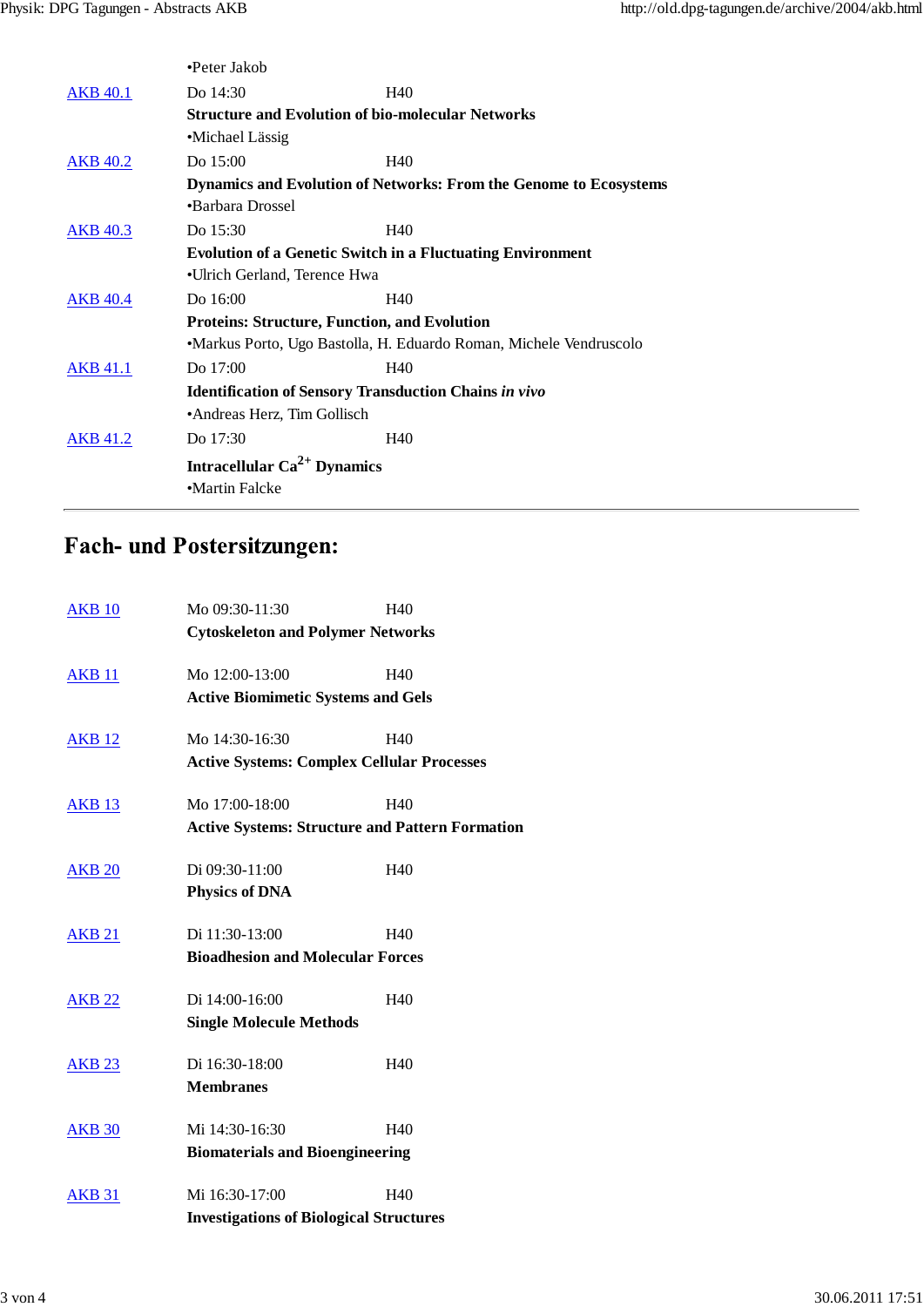•Peter Jakob

| | | |
|---|---|---|
| AKB 40.1 | Do 14:30 | H40 |
| | **Structure and Evolution of bio-molecular Networks** | |
| | •Michael Lässig | |
| AKB 40.2 | Do 15:00 | H40 |
| | **Dynamics and Evolution of Networks: From the Genome to Ecosystems** | |
| | •Barbara Drossel | |
| AKB 40.3 | Do 15:30 | H40 |
| | **Evolution of a Genetic Switch in a Fluctuating Environment** | |
| | •Ulrich Gerland, Terence Hwa | |
| AKB 40.4 | Do 16:00 | H40 |
| | **Proteins: Structure, Function, and Evolution** | |
| | •Markus Porto, Ugo Bastolla, H. Eduardo Roman, Michele Vendruscolo | |
| AKB 41.1 | Do 17:00 | H40 |
| | **Identification of Sensory Transduction Chains *in vivo*** | |
| | •Andreas Herz, Tim Gollisch | |
| AKB 41.2 | Do 17:30 | H40 |
| | **Intracellular $Ca^{2+}$ Dynamics** | |
| | •Martin Falcke | |

---

## Fach- und Postersitzungen:

| | | |
|---|---|---|
| AKB 10 | Mo 09:30-11:30 | H40 |
| | **Cytoskeleton and Polymer Networks** | |
| AKB 11 | Mo 12:00-13:00 | H40 |
| | **Active Biomimetic Systems and Gels** | |
| AKB 12 | Mo 14:30-16:30 | H40 |
| | **Active Systems: Complex Cellular Processes** | |
| AKB 13 | Mo 17:00-18:00 | H40 |
| | **Active Systems: Structure and Pattern Formation** | |
| AKB 20 | Di 09:30-11:00 | H40 |
| | **Physics of DNA** | |
| AKB 21 | Di 11:30-13:00 | H40 |
| | **Bioadhesion and Molecular Forces** | |
| AKB 22 | Di 14:00-16:00 | H40 |
| | **Single Molecule Methods** | |
| AKB 23 | Di 16:30-18:00 | H40 |
| | **Membranes** | |
| AKB 30 | Mi 14:30-16:30 | H40 |
| | **Biomaterials and Bioengineering** | |
| AKB 31 | Mi 16:30-17:00 | H40 |
| | **Investigations of Biological Structures** | |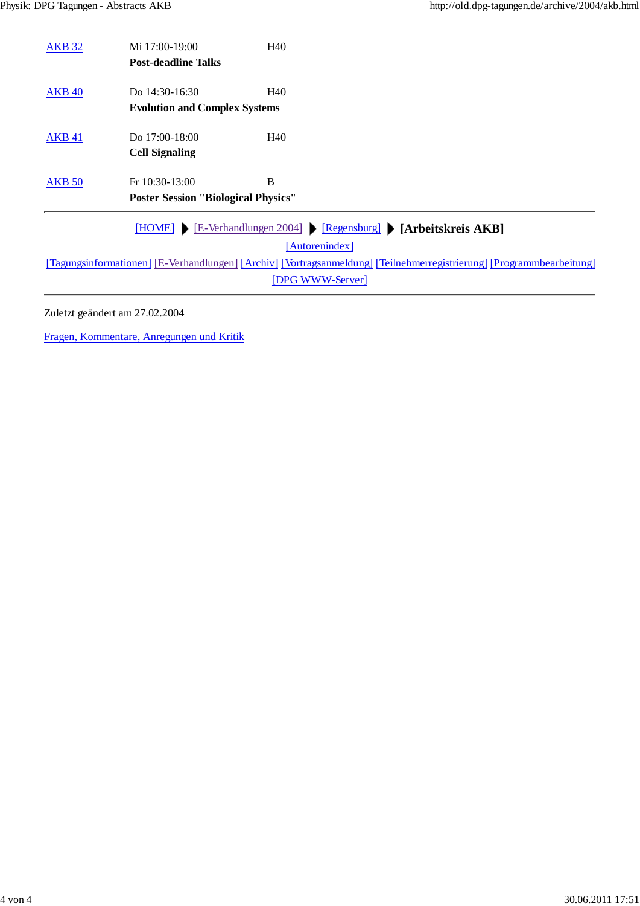| | | |
|---|---|---|
| AKB 32 | Mi 17:00-19:00<br>**Post-deadline Talks** | H40 |
| AKB 40 | Do 14:30-16:30<br>**Evolution and Complex Systems** | H40 |
| AKB 41 | Do 17:00-18:00<br>**Cell Signaling** | H40 |
| AKB 50 | Fr 10:30-13:00<br>**Poster Session "Biological Physics"** | B |

---

[HOME] ▶ [E-Verhandlungen 2004] ▶ [Regensburg] ▶ **[Arbeitskreis AKB]**

[Autorenindex]

[Tagungsinformationen] [E-Verhandlungen] [Archiv] [Vortragsanmeldung] [Teilnehmerregistrierung] [Programmbearbeitung]

[DPG WWW-Server]

---

Zuletzt geändert am 27.02.2004

Fragen, Kommentare, Anregungen und Kritik